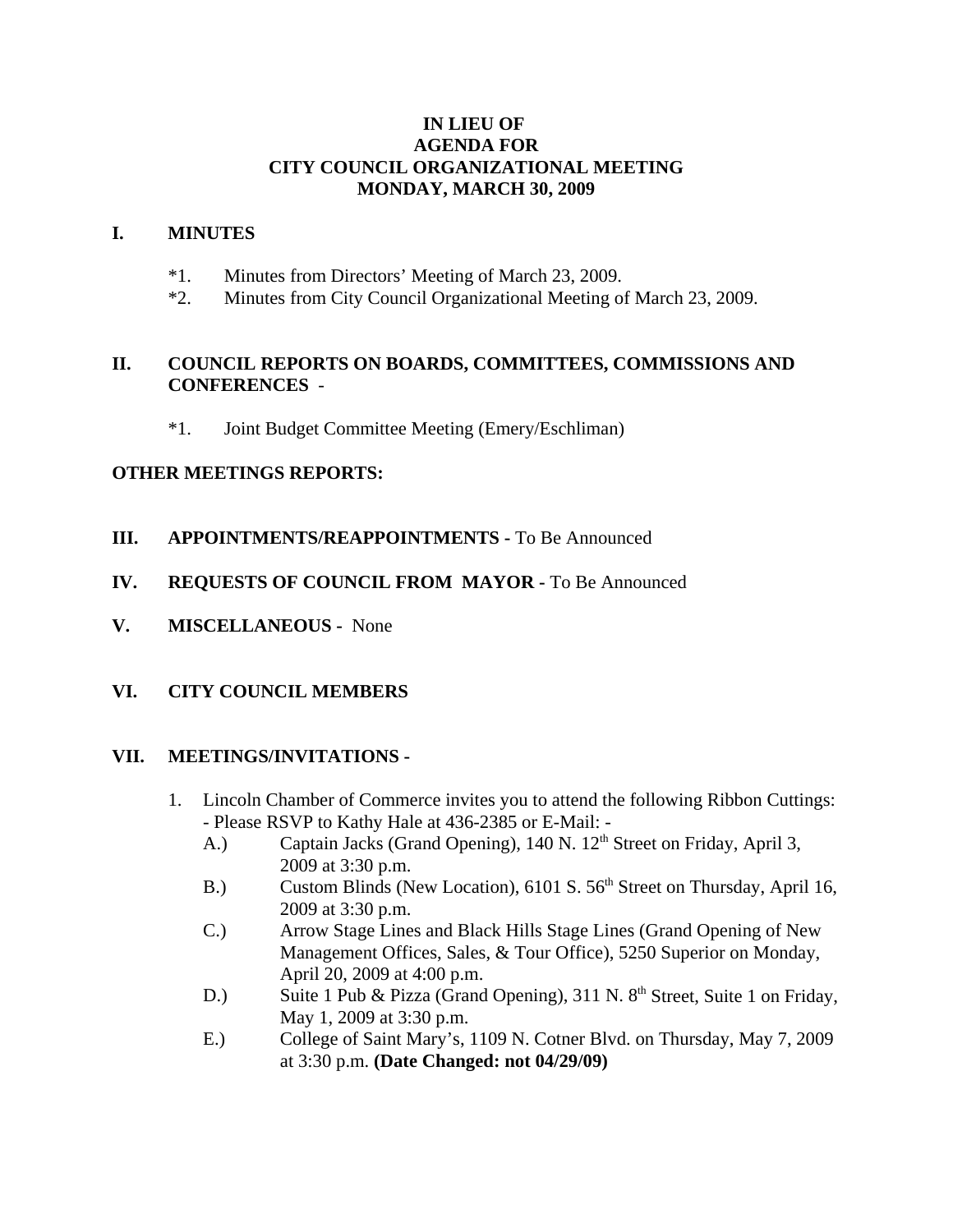**IN LIEU OF**
**AGENDA FOR**
**CITY COUNCIL ORGANIZATIONAL MEETING**
**MONDAY, MARCH 30, 2009**

## I. MINUTES

*1. Minutes from Directors' Meeting of March 23, 2009.
*2. Minutes from City Council Organizational Meeting of March 23, 2009.

## II. COUNCIL REPORTS ON BOARDS, COMMITTEES, COMMISSIONS AND CONFERENCES -

*1. Joint Budget Committee Meeting (Emery/Eschliman)

**OTHER MEETINGS REPORTS:**

## III. APPOINTMENTS/REAPPOINTMENTS - To Be Announced

## IV. REQUESTS OF COUNCIL FROM MAYOR - To Be Announced

## V. MISCELLANEOUS - None

## VI. CITY COUNCIL MEMBERS

## VII. MEETINGS/INVITATIONS -

1. Lincoln Chamber of Commerce invites you to attend the following Ribbon Cuttings: - Please RSVP to Kathy Hale at 436-2385 or E-Mail: -
   A.) Captain Jacks (Grand Opening), 140 N. 12th Street on Friday, April 3, 2009 at 3:30 p.m.
   B.) Custom Blinds (New Location), 6101 S. 56th Street on Thursday, April 16, 2009 at 3:30 p.m.
   C.) Arrow Stage Lines and Black Hills Stage Lines (Grand Opening of New Management Offices, Sales, & Tour Office), 5250 Superior on Monday, April 20, 2009 at 4:00 p.m.
   D.) Suite 1 Pub & Pizza (Grand Opening), 311 N. 8th Street, Suite 1 on Friday, May 1, 2009 at 3:30 p.m.
   E.) College of Saint Mary's, 1109 N. Cotner Blvd. on Thursday, May 7, 2009 at 3:30 p.m. **(Date Changed: not 04/29/09)**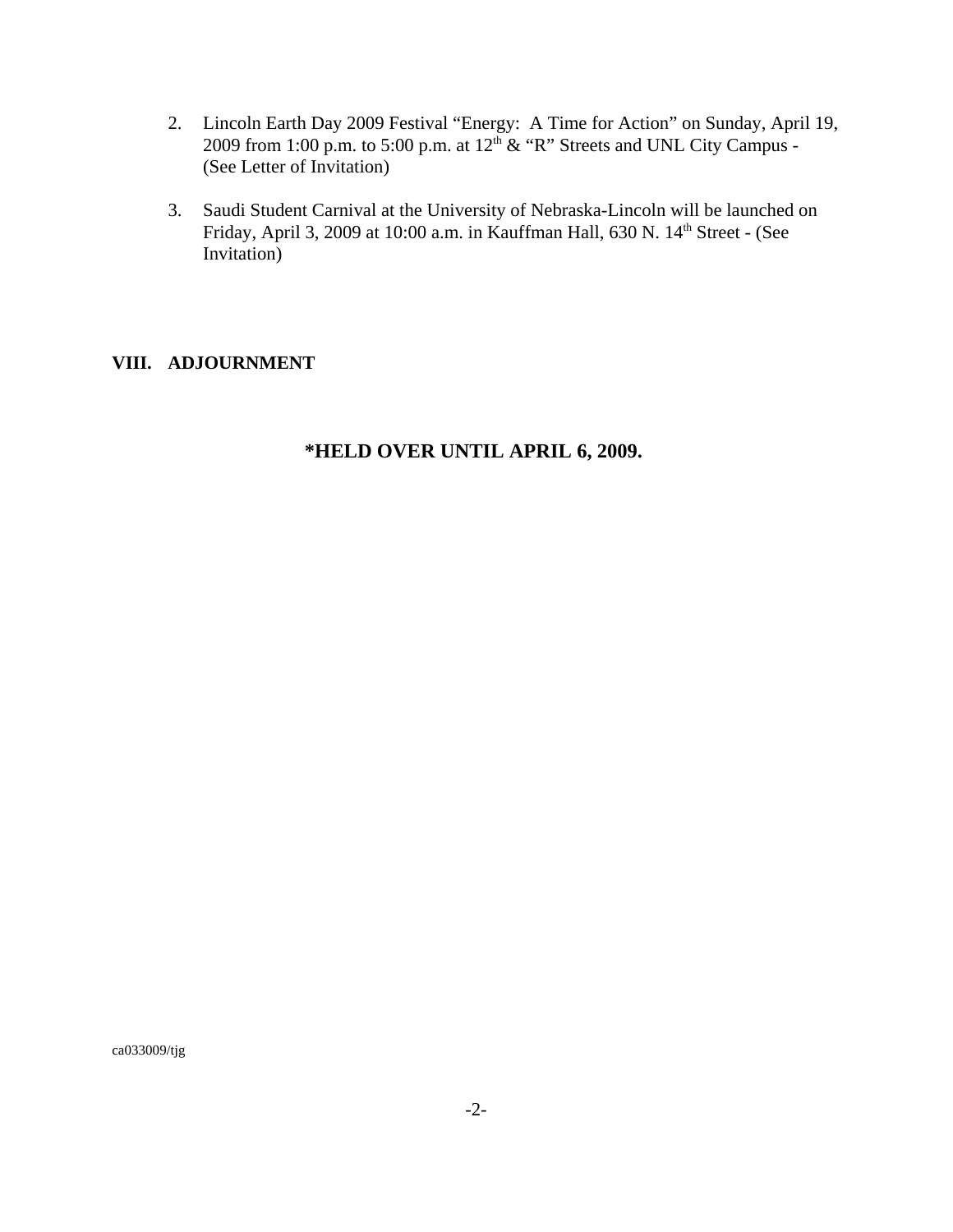2. Lincoln Earth Day 2009 Festival "Energy: A Time for Action" on Sunday, April 19, 2009 from 1:00 p.m. to 5:00 p.m. at 12th & "R" Streets and UNL City Campus - (See Letter of Invitation)

3. Saudi Student Carnival at the University of Nebraska-Lincoln will be launched on Friday, April 3, 2009 at 10:00 a.m. in Kauffman Hall, 630 N. 14th Street - (See Invitation)

## VIII. ADJOURNMENT

**\*HELD OVER UNTIL APRIL 6, 2009.**

ca033009/tjg